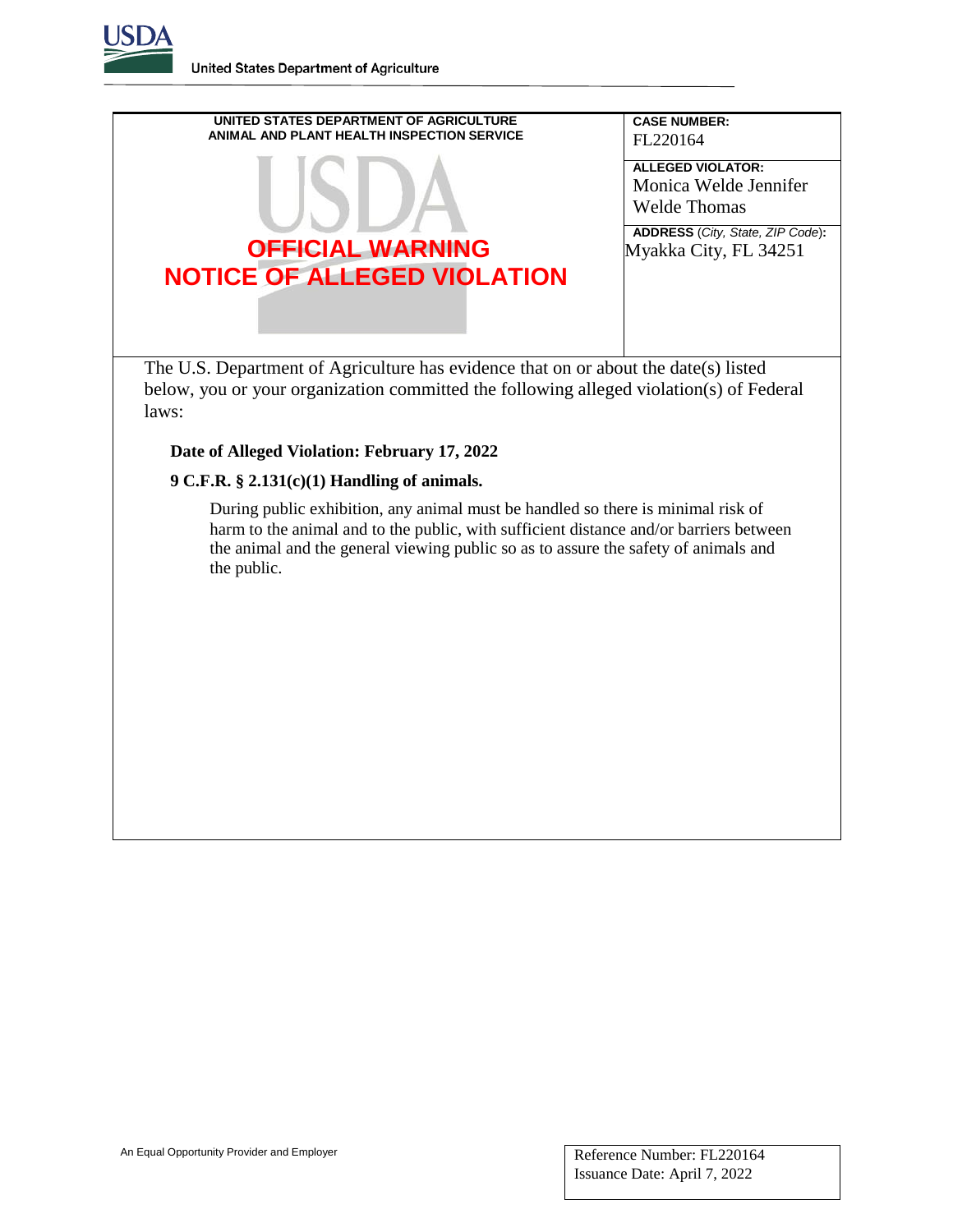United States Department of Agriculture

**UNITED STATES DEPARTMENT OF AGRICULTURE**
**ANIMAL AND PLANT HEALTH INSPECTION SERVICE**

# OFFICIAL WARNING
# NOTICE OF ALLEGED VIOLATION

**CASE NUMBER:**
FL220164

**ALLEGED VIOLATOR:**
Monica Welde Jennifer Welde Thomas

**ADDRESS** (*City, State, ZIP Code*)**:**
Myakka City, FL 34251

The U.S. Department of Agriculture has evidence that on or about the date(s) listed below, you or your organization committed the following alleged violation(s) of Federal laws:

**Date of Alleged Violation: February 17, 2022**

**9 C.F.R. § 2.131(c)(1) Handling of animals.**

During public exhibition, any animal must be handled so there is minimal risk of harm to the animal and to the public, with sufficient distance and/or barriers between the animal and the general viewing public so as to assure the safety of animals and the public.

An Equal Opportunity Provider and Employer

Reference Number: FL220164
Issuance Date: April 7, 2022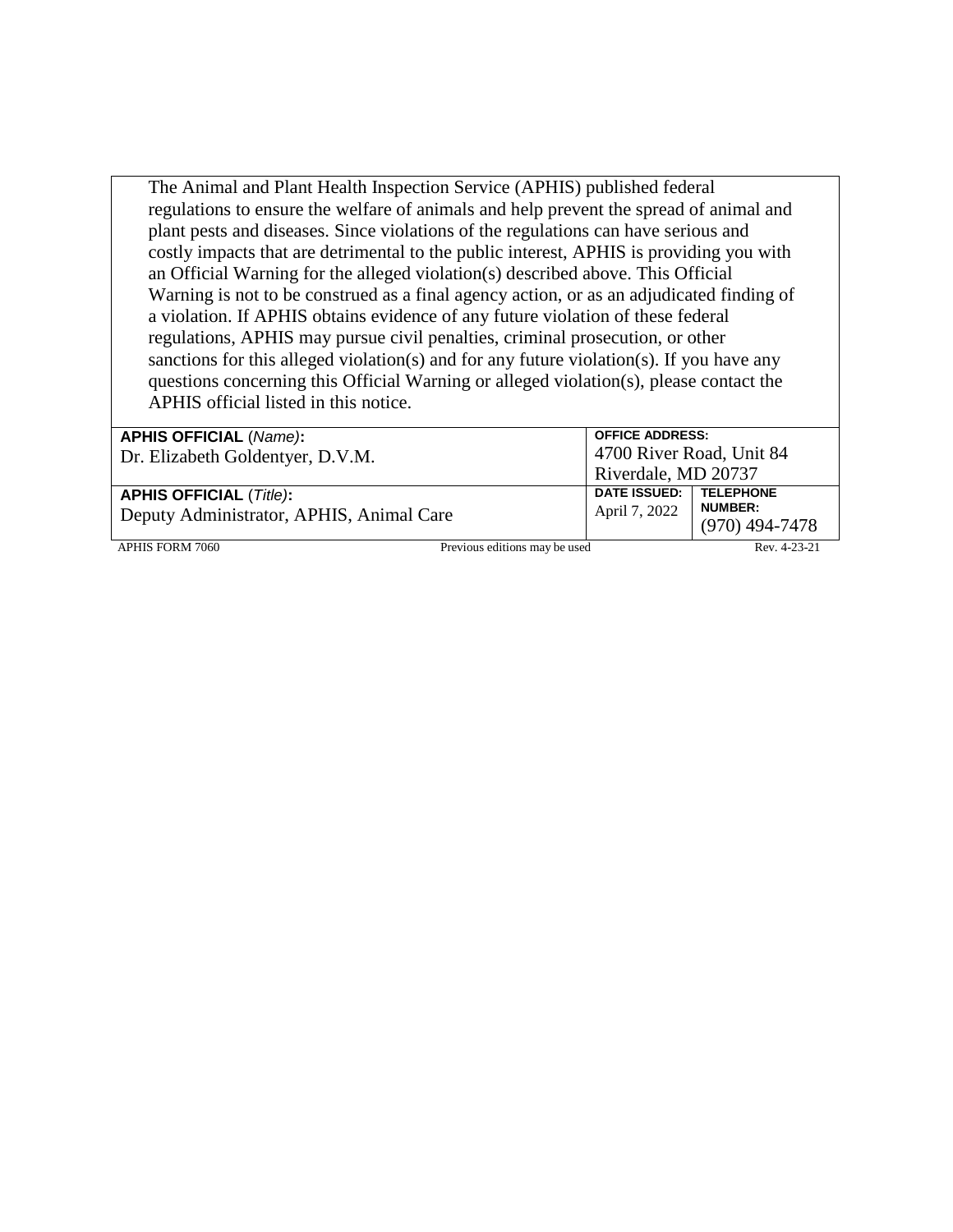The Animal and Plant Health Inspection Service (APHIS) published federal regulations to ensure the welfare of animals and help prevent the spread of animal and plant pests and diseases. Since violations of the regulations can have serious and costly impacts that are detrimental to the public interest, APHIS is providing you with an Official Warning for the alleged violation(s) described above. This Official Warning is not to be construed as a final agency action, or as an adjudicated finding of a violation. If APHIS obtains evidence of any future violation of these federal regulations, APHIS may pursue civil penalties, criminal prosecution, or other sanctions for this alleged violation(s) and for any future violation(s). If you have any questions concerning this Official Warning or alleged violation(s), please contact the APHIS official listed in this notice.

| | | |
|---|---|---|
| **APHIS OFFICIAL** (*Name*)**:** Dr. Elizabeth Goldentyer, D.V.M. | **OFFICE ADDRESS:** 4700 River Road, Unit 84 Riverdale, MD 20737 | |
| **APHIS OFFICIAL** (*Title*)**:** Deputy Administrator, APHIS, Animal Care | **DATE ISSUED:** April 7, 2022 | **TELEPHONE NUMBER:** (970) 494-7478 |

APHIS FORM 7060 Previous editions may be used Rev. 4-23-21